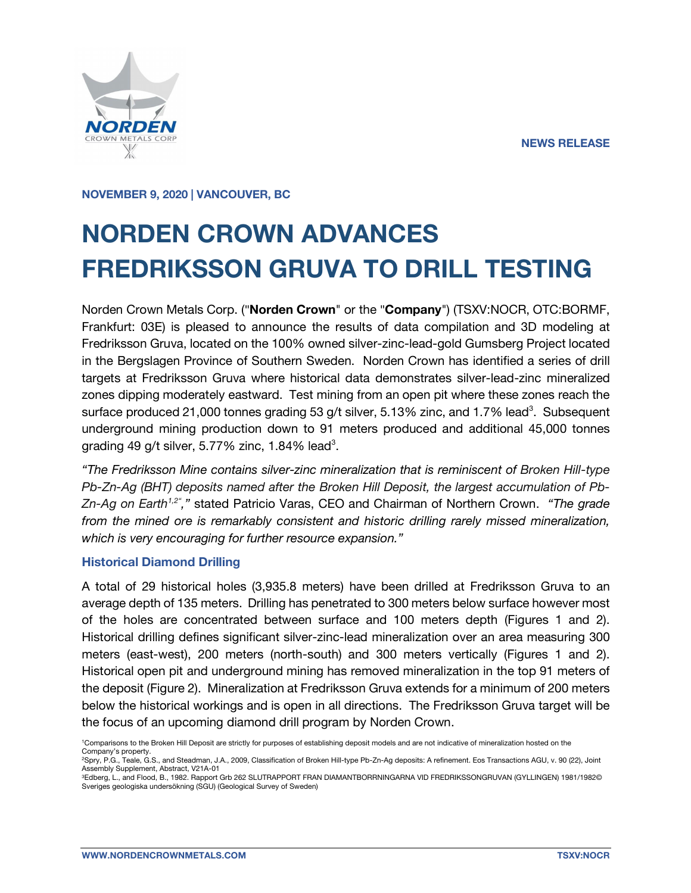NEWS RELEASE

**NOVEMBER 9, 2020 | VANCOUVER, BC**

# NORDEN CROWN ADVANCES FREDRIKSSON GRUVA TO DRILL TESTING

Norden Crown Metals Corp. ("**Norden Crown**" or the "**Company**") (TSXV:NOCR, OTC:BORMF, Frankfurt: 03E) is pleased to announce the results of data compilation and 3D modeling at Fredriksson Gruva, located on the 100% owned silver-zinc-lead-gold Gumsberg Project located in the Bergslagen Province of Southern Sweden. Norden Crown has identified a series of drill targets at Fredriksson Gruva where historical data demonstrates silver-lead-zinc mineralized zones dipping moderately eastward. Test mining from an open pit where these zones reach the surface produced 21,000 tonnes grading 53 g/t silver, 5.13% zinc, and 1.7% lead[3]. Subsequent underground mining production down to 91 meters produced and additional 45,000 tonnes grading 49 g/t silver, 5.77% zinc, 1.84% lead[3].

*"The Fredriksson Mine contains silver-zinc mineralization that is reminiscent of Broken Hill-type Pb-Zn-Ag (BHT) deposits named after the Broken Hill Deposit, the largest accumulation of Pb-Zn-Ag on Earth[1,2]"*," stated Patricio Varas, CEO and Chairman of Northern Crown. *"The grade from the mined ore is remarkably consistent and historic drilling rarely missed mineralization, which is very encouraging for further resource expansion."*

### Historical Diamond Drilling

A total of 29 historical holes (3,935.8 meters) have been drilled at Fredriksson Gruva to an average depth of 135 meters. Drilling has penetrated to 300 meters below surface however most of the holes are concentrated between surface and 100 meters depth (Figures 1 and 2). Historical drilling defines significant silver-zinc-lead mineralization over an area measuring 300 meters (east-west), 200 meters (north-south) and 300 meters vertically (Figures 1 and 2). Historical open pit and underground mining has removed mineralization in the top 91 meters of the deposit (Figure 2). Mineralization at Fredriksson Gruva extends for a minimum of 200 meters below the historical workings and is open in all directions. The Fredriksson Gruva target will be the focus of an upcoming diamond drill program by Norden Crown.

[1]Comparisons to the Broken Hill Deposit are strictly for purposes of establishing deposit models and are not indicative of mineralization hosted on the Company's property.
[2]Spry, P.G., Teale, G.S., and Steadman, J.A., 2009, Classification of Broken Hill-type Pb-Zn-Ag deposits: A refinement. Eos Transactions AGU, v. 90 (22), Joint Assembly Supplement, Abstract, V21A-01
[3]Edberg, L., and Flood, B., 1982. Rapport Grb 262 SLUTRAPPORT FRAN DIAMANTBORRNINGARNA VID FREDRIKSSONGRUVAN (GYLLINGEN) 1981/1982© Sveriges geologiska undersökning (SGU) (Geological Survey of Sweden)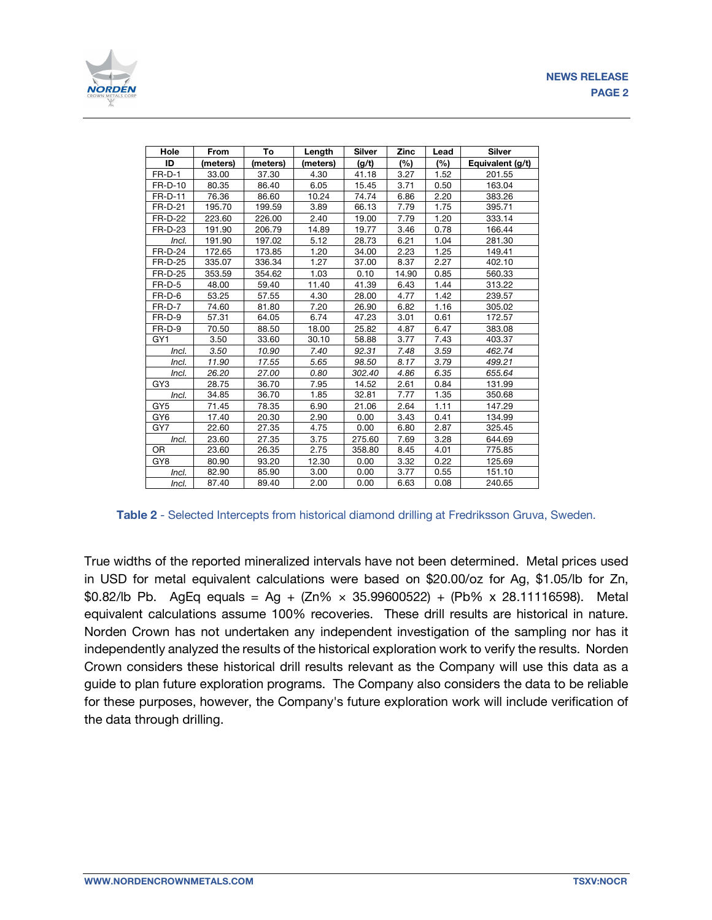| Hole ID | From (meters) | To (meters) | Length (meters) | Silver (g/t) | Zinc (%) | Lead (%) | Silver Equivalent (g/t) |
|---|---|---|---|---|---|---|---|
| FR-D-1 | 33.00 | 37.30 | 4.30 | 41.18 | 3.27 | 1.52 | 201.55 |
| FR-D-10 | 80.35 | 86.40 | 6.05 | 15.45 | 3.71 | 0.50 | 163.04 |
| FR-D-11 | 76.36 | 86.60 | 10.24 | 74.74 | 6.86 | 2.20 | 383.26 |
| FR-D-21 | 195.70 | 199.59 | 3.89 | 66.13 | 7.79 | 1.75 | 395.71 |
| FR-D-22 | 223.60 | 226.00 | 2.40 | 19.00 | 7.79 | 1.20 | 333.14 |
| FR-D-23 | 191.90 | 206.79 | 14.89 | 19.77 | 3.46 | 0.78 | 166.44 |
| *Incl.* | 191.90 | 197.02 | 5.12 | 28.73 | 6.21 | 1.04 | 281.30 |
| FR-D-24 | 172.65 | 173.85 | 1.20 | 34.00 | 2.23 | 1.25 | 149.41 |
| FR-D-25 | 335.07 | 336.34 | 1.27 | 37.00 | 8.37 | 2.27 | 402.10 |
| FR-D-25 | 353.59 | 354.62 | 1.03 | 0.10 | 14.90 | 0.85 | 560.33 |
| FR-D-5 | 48.00 | 59.40 | 11.40 | 41.39 | 6.43 | 1.44 | 313.22 |
| FR-D-6 | 53.25 | 57.55 | 4.30 | 28.00 | 4.77 | 1.42 | 239.57 |
| FR-D-7 | 74.60 | 81.80 | 7.20 | 26.90 | 6.82 | 1.16 | 305.02 |
| FR-D-9 | 57.31 | 64.05 | 6.74 | 47.23 | 3.01 | 0.61 | 172.57 |
| FR-D-9 | 70.50 | 88.50 | 18.00 | 25.82 | 4.87 | 6.47 | 383.08 |
| GY1 | 3.50 | 33.60 | 30.10 | 58.88 | 3.77 | 7.43 | 403.37 |
| *Incl.* | *3.50* | *10.90* | *7.40* | *92.31* | *7.48* | *3.59* | *462.74* |
| *Incl.* | *11.90* | *17.55* | *5.65* | *98.50* | *8.17* | *3.79* | *499.21* |
| *Incl.* | *26.20* | *27.00* | *0.80* | *302.40* | *4.86* | *6.35* | *655.64* |
| GY3 | 28.75 | 36.70 | 7.95 | 14.52 | 2.61 | 0.84 | 131.99 |
| *Incl.* | 34.85 | 36.70 | 1.85 | 32.81 | 7.77 | 1.35 | 350.68 |
| GY5 | 71.45 | 78.35 | 6.90 | 21.06 | 2.64 | 1.11 | 147.29 |
| GY6 | 17.40 | 20.30 | 2.90 | 0.00 | 3.43 | 0.41 | 134.99 |
| GY7 | 22.60 | 27.35 | 4.75 | 0.00 | 6.80 | 2.87 | 325.45 |
| *Incl.* | 23.60 | 27.35 | 3.75 | 275.60 | 7.69 | 3.28 | 644.69 |
| OR | 23.60 | 26.35 | 2.75 | 358.80 | 8.45 | 4.01 | 775.85 |
| GY8 | 80.90 | 93.20 | 12.30 | 0.00 | 3.32 | 0.22 | 125.69 |
| *Incl.* | 82.90 | 85.90 | 3.00 | 0.00 | 3.77 | 0.55 | 151.10 |
| *Incl.* | 87.40 | 89.40 | 2.00 | 0.00 | 6.63 | 0.08 | 240.65 |

**Table 2** - Selected Intercepts from historical diamond drilling at Fredriksson Gruva, Sweden.

True widths of the reported mineralized intervals have not been determined. Metal prices used in USD for metal equivalent calculations were based on $20.00/oz for Ag, $1.05/lb for Zn, $0.82/lb Pb. AgEq equals = Ag + (Zn% × 35.99600522) + (Pb% x 28.11116598). Metal equivalent calculations assume 100% recoveries. These drill results are historical in nature. Norden Crown has not undertaken any independent investigation of the sampling nor has it independently analyzed the results of the historical exploration work to verify the results. Norden Crown considers these historical drill results relevant as the Company will use this data as a guide to plan future exploration programs. The Company also considers the data to be reliable for these purposes, however, the Company's future exploration work will include verification of the data through drilling.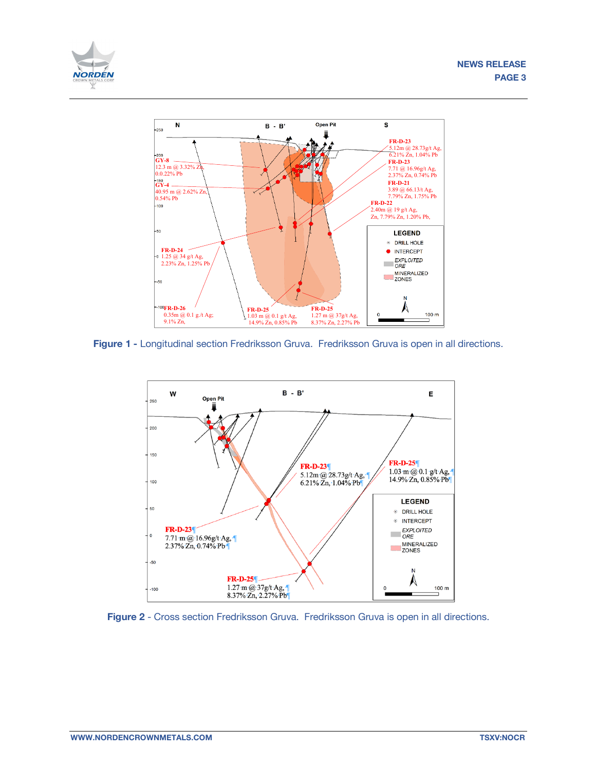Figure 1 - Longitudinal section Fredriksson Gruva. Fredriksson Gruva is open in all directions.

Figure 2 - Cross section Fredriksson Gruva. Fredriksson Gruva is open in all directions.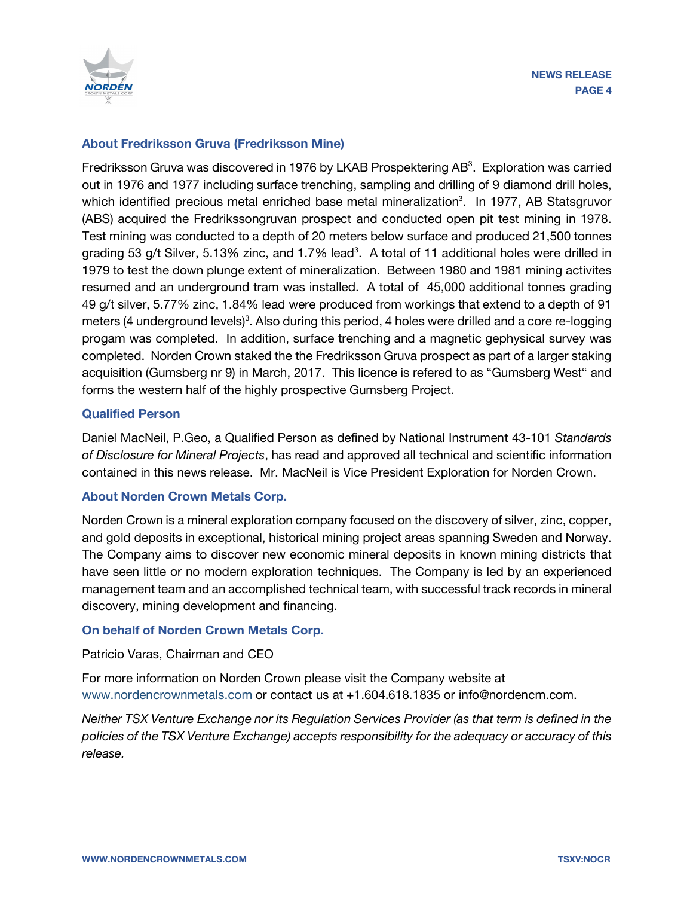## About Fredriksson Gruva (Fredriksson Mine)

Fredriksson Gruva was discovered in 1976 by LKAB Prospektering AB[3]. Exploration was carried out in 1976 and 1977 including surface trenching, sampling and drilling of 9 diamond drill holes, which identified precious metal enriched base metal mineralization[3]. In 1977, AB Statsgruvor (ABS) acquired the Fredrikssongruvan prospect and conducted open pit test mining in 1978. Test mining was conducted to a depth of 20 meters below surface and produced 21,500 tonnes grading 53 g/t Silver, 5.13% zinc, and 1.7% lead[3]. A total of 11 additional holes were drilled in 1979 to test the down plunge extent of mineralization. Between 1980 and 1981 mining activites resumed and an underground tram was installed. A total of 45,000 additional tonnes grading 49 g/t silver, 5.77% zinc, 1.84% lead were produced from workings that extend to a depth of 91 meters (4 underground levels)[3]. Also during this period, 4 holes were drilled and a core re-logging progam was completed. In addition, surface trenching and a magnetic gephysical survey was completed. Norden Crown staked the the Fredriksson Gruva prospect as part of a larger staking acquisition (Gumsberg nr 9) in March, 2017. This licence is refered to as "Gumsberg West" and forms the western half of the highly prospective Gumsberg Project.

## Qualified Person

Daniel MacNeil, P.Geo, a Qualified Person as defined by National Instrument 43-101 *Standards of Disclosure for Mineral Projects*, has read and approved all technical and scientific information contained in this news release. Mr. MacNeil is Vice President Exploration for Norden Crown.

## About Norden Crown Metals Corp.

Norden Crown is a mineral exploration company focused on the discovery of silver, zinc, copper, and gold deposits in exceptional, historical mining project areas spanning Sweden and Norway. The Company aims to discover new economic mineral deposits in known mining districts that have seen little or no modern exploration techniques. The Company is led by an experienced management team and an accomplished technical team, with successful track records in mineral discovery, mining development and financing.

## On behalf of Norden Crown Metals Corp.

Patricio Varas, Chairman and CEO

For more information on Norden Crown please visit the Company website at www.nordencrownmetals.com or contact us at +1.604.618.1835 or info@nordencm.com.

*Neither TSX Venture Exchange nor its Regulation Services Provider (as that term is defined in the policies of the TSX Venture Exchange) accepts responsibility for the adequacy or accuracy of this release.*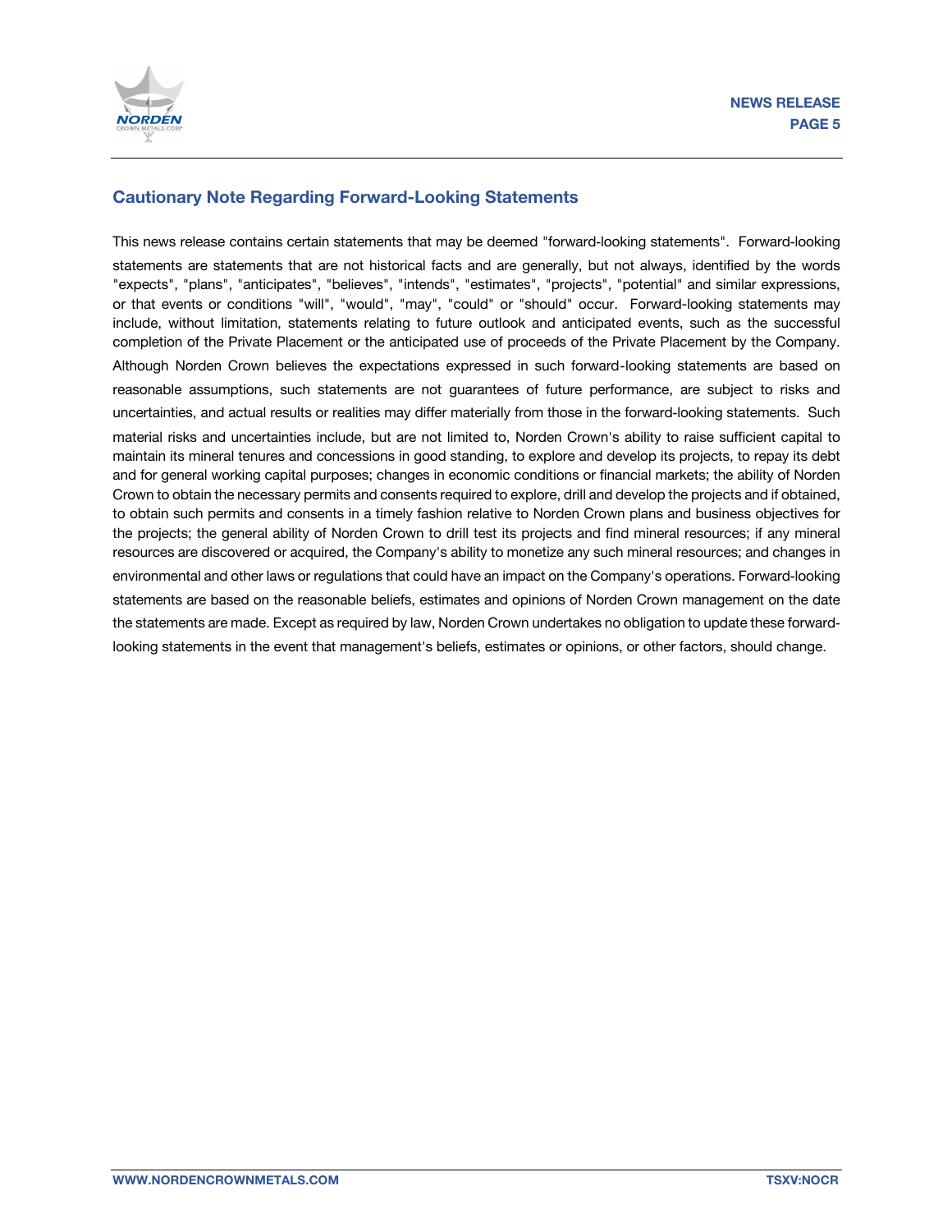## Cautionary Note Regarding Forward-Looking Statements

This news release contains certain statements that may be deemed "forward-looking statements". Forward-looking statements are statements that are not historical facts and are generally, but not always, identified by the words "expects", "plans", "anticipates", "believes", "intends", "estimates", "projects", "potential" and similar expressions, or that events or conditions "will", "would", "may", "could" or "should" occur. Forward-looking statements may include, without limitation, statements relating to future outlook and anticipated events, such as the successful completion of the Private Placement or the anticipated use of proceeds of the Private Placement by the Company. Although Norden Crown believes the expectations expressed in such forward-looking statements are based on reasonable assumptions, such statements are not guarantees of future performance, are subject to risks and uncertainties, and actual results or realities may differ materially from those in the forward-looking statements. Such material risks and uncertainties include, but are not limited to, Norden Crown's ability to raise sufficient capital to maintain its mineral tenures and concessions in good standing, to explore and develop its projects, to repay its debt and for general working capital purposes; changes in economic conditions or financial markets; the ability of Norden Crown to obtain the necessary permits and consents required to explore, drill and develop the projects and if obtained, to obtain such permits and consents in a timely fashion relative to Norden Crown plans and business objectives for the projects; the general ability of Norden Crown to drill test its projects and find mineral resources; if any mineral resources are discovered or acquired, the Company's ability to monetize any such mineral resources; and changes in environmental and other laws or regulations that could have an impact on the Company's operations. Forward-looking statements are based on the reasonable beliefs, estimates and opinions of Norden Crown management on the date the statements are made. Except as required by law, Norden Crown undertakes no obligation to update these forward-looking statements in the event that management's beliefs, estimates or opinions, or other factors, should change.